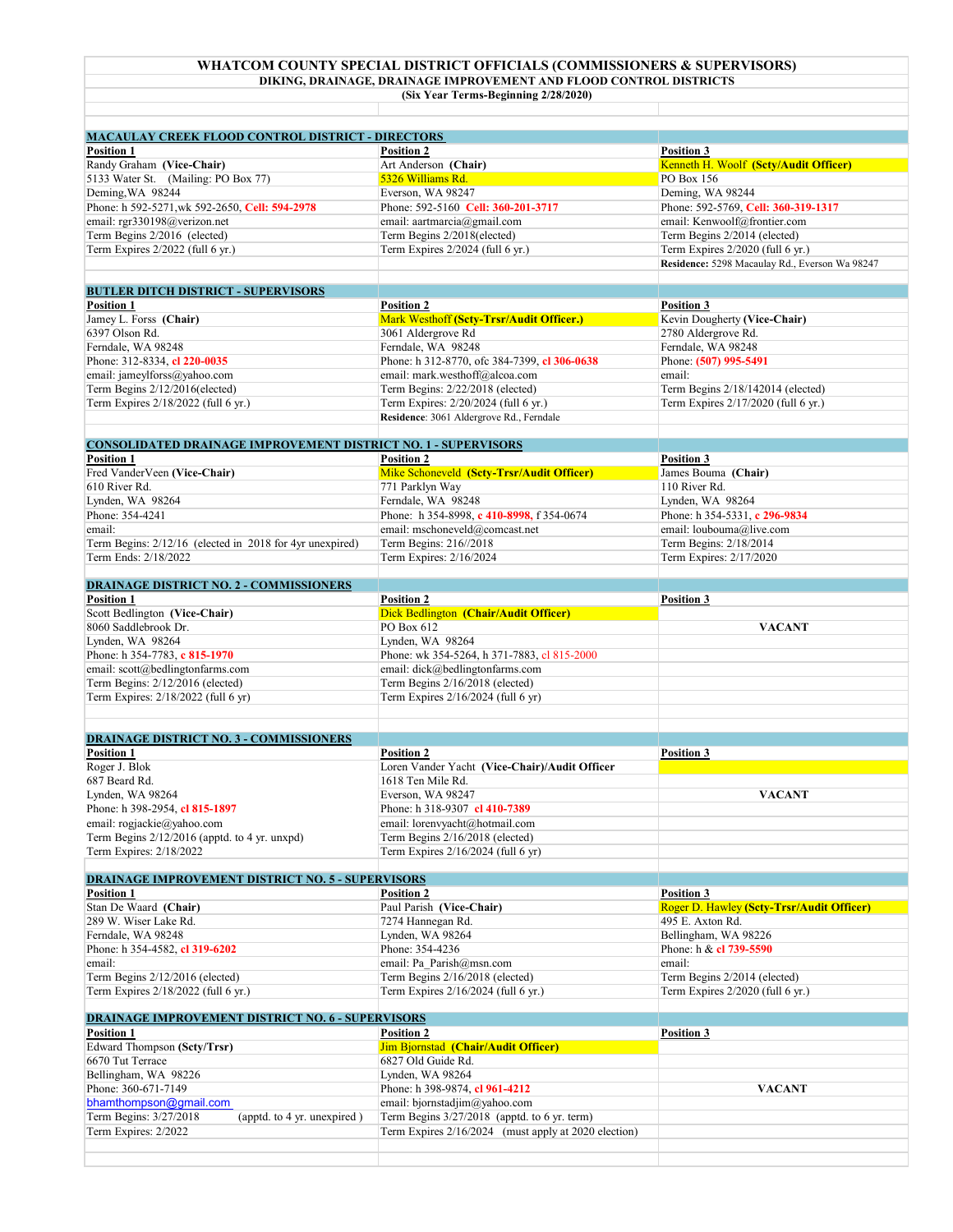# WHATCOM COUNTY SPECIAL DISTRICT OFFICIALS (COMMISSIONERS & SUPERVISORS)

## DIKING, DRAINAGE, DRAINAGE IMPROVEMENT AND FLOOD CONTROL DISTRICTS

**(Six Year Terms-Beginning 2/28/2020)**

### MACAULAY CREEK FLOOD CONTROL DISTRICT - DIRECTORS

| Position 1 | Position 2 | Position 3 |
|---|---|---|
| Randy Graham **(Vice-Chair)** | Art Anderson **(Chair)** | Kenneth H. Woolf **(Scty/Audit Officer)** |
| 5133 Water St. (Mailing: PO Box 77) | 5326 Williams Rd. | PO Box 156 |
| Deming, WA 98244 | Everson, WA 98247 | Deming, WA 98244 |
| Phone: h 592-5271, wk 592-2650, **Cell: 594-2978** | Phone: 592-5160 **Cell: 360-201-3717** | Phone: 592-5769, **Cell: 360-319-1317** |
| email: rgr330198@verizon.net | email: aartmarcia@gmail.com | email: Kenwoolf@frontier.com |
| Term Begins 2/2016 (elected) | Term Begins 2/2018(elected) | Term Begins 2/2014 (elected) |
| Term Expires 2/2022 (full 6 yr.) | Term Expires 2/2024 (full 6 yr.) | Term Expires 2/2020 (full 6 yr.) |
| | | **Residence:** 5298 Macaulay Rd., Everson Wa 98247 |

### BUTLER DITCH DISTRICT - SUPERVISORS

| Position 1 | Position 2 | Position 3 |
|---|---|---|
| Jamey L. Forss **(Chair)** | Mark Westhoff **(Scty-Trsr/Audit Officer.)** | Kevin Dougherty **(Vice-Chair)** |
| 6397 Olson Rd. | 3061 Aldergrove Rd | 2780 Aldergrove Rd. |
| Ferndale, WA 98248 | Ferndale, WA 98248 | Ferndale, WA 98248 |
| Phone: 312-8334, **cl 220-0035** | Phone: h 312-8770, ofc 384-7399, **cl 306-0638** | Phone: **(507) 995-5491** |
| email: jameylforss@yahoo.com | email: mark.westhoff@alcoa.com | email: |
| Term Begins 2/12/2016(elected) | Term Begins: 2/22/2018 (elected) | Term Begins 2/18/142014 (elected) |
| Term Expires 2/18/2022 (full 6 yr.) | Term Expires: 2/20/2024 (full 6 yr.) | Term Expires 2/17/2020 (full 6 yr.) |
| | **Residence**: 3061 Aldergrove Rd., Ferndale | |

### CONSOLIDATED DRAINAGE IMPROVEMENT DISTRICT NO. 1 - SUPERVISORS

| Position 1 | Position 2 | Position 3 |
|---|---|---|
| Fred VanderVeen **(Vice-Chair)** | Mike Schoneveld **(Scty-Trsr/Audit Officer)** | James Bouma **(Chair)** |
| 610 River Rd. | 771 Parklyn Way | 110 River Rd. |
| Lynden, WA 98264 | Ferndale, WA 98248 | Lynden, WA 98264 |
| Phone: 354-4241 | Phone: h 354-8998, **c 410-8998,** f 354-0674 | Phone: h 354-5331, **c 296-9834** |
| email: | email: mschoneveld@comcast.net | email: loubouma@live.com |
| Term Begins: 2/12/16 (elected in 2018 for 4yr unexpired) | Term Begins: 216//2018 | Term Begins: 2/18/2014 |
| Term Ends: 2/18/2022 | Term Expires: 2/16/2024 | Term Expires: 2/17/2020 |

### DRAINAGE DISTRICT NO. 2 - COMMISSIONERS

| Position 1 | Position 2 | Position 3 |
|---|---|---|
| Scott Bedlington **(Vice-Chair)** | Dick Bedlington **(Chair/Audit Officer)** | |
| 8060 Saddlebrook Dr. | PO Box 612 | **VACANT** |
| Lynden, WA 98264 | Lynden, WA 98264 | |
| Phone: h 354-7783, **c 815-1970** | Phone: wk 354-5264, h 371-7883, cl 815-2000 | |
| email: scott@bedlingtonfarms.com | email: dick@bedlingtonfarms.com | |
| Term Begins: 2/12/2016 (elected) | Term Begins 2/16/2018 (elected) | |
| Term Expires: 2/18/2022 (full 6 yr) | Term Expires 2/16/2024 (full 6 yr) | |

### DRAINAGE DISTRICT NO. 3 - COMMISSIONERS

| Position 1 | Position 2 | Position 3 |
|---|---|---|
| Roger J. Blok | Loren Vander Yacht **(Vice-Chair)/Audit Officer** | |
| 687 Beard Rd. | 1618 Ten Mile Rd. | |
| Lynden, WA 98264 | Everson, WA 98247 | **VACANT** |
| Phone: h 398-2954, **cl 815-1897** | Phone: h 318-9307 **cl 410-7389** | |
| email: rogjackie@yahoo.com | email: lorenvyacht@hotmail.com | |
| Term Begins 2/12/2016 (apptd. to 4 yr. unxpd) | Term Begins 2/16/2018 (elected) | |
| Term Expires: 2/18/2022 | Term Expires 2/16/2024 (full 6 yr) | |

### DRAINAGE IMPROVEMENT DISTRICT NO. 5 - SUPERVISORS

| Position 1 | Position 2 | Position 3 |
|---|---|---|
| Stan De Waard **(Chair)** | Paul Parish **(Vice-Chair)** | Roger D. Hawley **(Scty-Trsr/Audit Officer)** |
| 289 W. Wiser Lake Rd. | 7274 Hannegan Rd. | 495 E. Axton Rd. |
| Ferndale, WA 98248 | Lynden, WA 98264 | Bellingham, WA 98226 |
| Phone: h 354-4582, **cl 319-6202** | Phone: 354-4236 | Phone: h & **cl 739-5590** |
| email: | email: Pa_Parish@msn.com | email: |
| Term Begins 2/12/2016 (elected) | Term Begins 2/16/2018 (elected) | Term Begins 2/2014 (elected) |
| Term Expires 2/18/2022 (full 6 yr.) | Term Expires 2/16/2024 (full 6 yr.) | Term Expires 2/2020 (full 6 yr.) |

### DRAINAGE IMPROVEMENT DISTRICT NO. 6 - SUPERVISORS

| Position 1 | Position 2 | Position 3 |
|---|---|---|
| Edward Thompson **(Scty/Trsr)** | Jim Bjornstad **(Chair/Audit Officer)** | |
| 6670 Tut Terrace | 6827 Old Guide Rd. | |
| Bellingham, WA 98226 | Lynden, WA 98264 | |
| Phone: 360-671-7149 | Phone: h 398-9874, **cl 961-4212** | **VACANT** |
| bhamthompson@gmail.com | email: bjornstadjim@yahoo.com | |
| Term Begins: 3/27/2018 (apptd. to 4 yr. unexpired ) | Term Begins 3/27/2018 (apptd. to 6 yr. term) | |
| Term Expires: 2/2022 | Term Expires 2/16/2024 (must apply at 2020 election) | |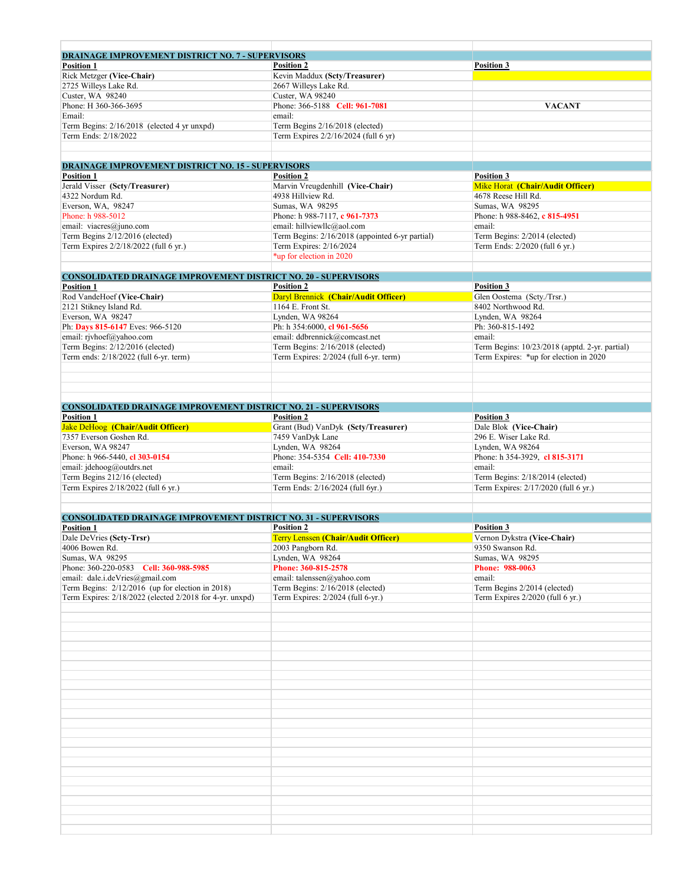| **DRAINAGE IMPROVEMENT DISTRICT NO. 7 - SUPERVISORS** | | |
|---|---|---|
| **Position 1** | **Position 2** | **Position 3** |
| Rick Metzger **(Vice-Chair)** | Kevin Maddux **(Scty/Treasurer)** | |
| 2725 Willeys Lake Rd. | 2667 Willeys Lake Rd. | |
| Custer, WA 98240 | Custer, WA 98240 | |
| Phone: H 360-366-3695 | Phone: 366-5188 **Cell: 961-7081** | **VACANT** |
| Email: | email: | |
| Term Begins: 2/16/2018 (elected 4 yr unxpd) | Term Begins 2/16/2018 (elected) | |
| Term Ends: 2/18/2022 | Term Expires 2/2/16/2024 (full 6 yr) | |

| **DRAINAGE IMPROVEMENT DISTRICT NO. 15 - SUPERVISORS** | | |
|---|---|---|
| **Position 1** | **Position 2** | **Position 3** |
| Jerald Visser **(Scty/Treasurer)** | Marvin Vreugdenhill **(Vice-Chair)** | Mike Horat **(Chair/Audit Officer)** |
| 4322 Nordum Rd. | 4938 Hillview Rd. | 4678 Reese Hill Rd. |
| Everson, WA, 98247 | Sumas, WA 98295 | Sumas, WA 98295 |
| Phone: h 988-5012 | Phone: h 988-7117, **c 961-7373** | Phone: h 988-8462, **c 815-4951** |
| email: viacres@juno.com | email: hillviewllc@aol.com | email: |
| Term Begins 2/12/2016 (elected) | Term Begins: 2/16/2018 (appointed 6-yr partial) | Term Begins: 2/2014 (elected) |
| Term Expires 2/2/18/2022 (full 6 yr.) | Term Expires: 2/16/2024 | Term Ends: 2/2020 (full 6 yr.) |
| | *up for election in 2020 | |

| **CONSOLIDATED DRAINAGE IMPROVEMENT DISTRICT NO. 20 - SUPERVISORS** | | |
|---|---|---|
| **Position 1** | **Position 2** | **Position 3** |
| Rod VandeHoef **(Vice-Chair)** | Daryl Brennick **(Chair/Audit Officer)** | Glen Oostema (Scty./Trsr.) |
| 2121 Stikney Island Rd. | 1164 E. Front St. | 8402 Northwood Rd. |
| Everson, WA 98247 | Lynden, WA 98264 | Lynden, WA 98264 |
| Ph: **Days 815-6147** Eves: 966-5120 | Ph: h 354:6000, **cl 961-5656** | Ph: 360-815-1492 |
| email: rjvhoef@yahoo.com | email: ddbrennick@comcast.net | email: |
| Term Begins: 2/12/2016 (elected) | Term Begins: 2/16/2018 (elected) | Term Begins: 10/23/2018 (apptd. 2-yr. partial) |
| Term ends: 2/18/2022 (full 6-yr. term) | Term Expires: 2/2024 (full 6-yr. term) | Term Expires: *up for election in 2020 |

| **CONSOLIDATED DRAINAGE IMPROVEMENT DISTRICT NO. 21 - SUPERVISORS** | | |
|---|---|---|
| **Position 1** | **Position 2** | **Position 3** |
| Jake DeHoog **(Chair/Audit Officer)** | Grant (Bud) VanDyk **(Scty/Treasurer)** | Dale Blok **(Vice-Chair)** |
| 7357 Everson Goshen Rd. | 7459 VanDyk Lane | 296 E. Wiser Lake Rd. |
| Everson, WA 98247 | Lynden, WA 98264 | Lynden, WA 98264 |
| Phone: h 966-5440, **cl 303-0154** | Phone: 354-5354 **Cell: 410-7330** | Phone: h 354-3929, **cl 815-3171** |
| email: jdehoog@outdrs.net | email: | email: |
| Term Begins 212/16 (elected) | Term Begins: 2/16/2018 (elected) | Term Begins: 2/18/2014 (elected) |
| Term Expires 2/18/2022 (full 6 yr.) | Term Ends: 2/16/2024 (full 6yr.) | Term Expires: 2/17/2020 (full 6 yr.) |

| **CONSOLIDATED DRAINAGE IMPROVEMENT DISTRICT NO. 31 - SUPERVISORS** | | |
|---|---|---|
| **Position 1** | **Position 2** | **Position 3** |
| Dale DeVries **(Scty-Trsr)** | Terry Lenssen **(Chair/Audit Officer)** | Vernon Dykstra **(Vice-Chair)** |
| 4006 Bowen Rd. | 2003 Pangborn Rd. | 9350 Swanson Rd. |
| Sumas, WA 98295 | Lynden, WA 98264 | Sumas, WA 98295 |
| Phone: 360-220-0583 **Cell: 360-988-5985** | **Phone: 360-815-2578** | **Phone: 988-0063** |
| email: dale.i.deVries@gmail.com | email: talenssen@yahoo.com | email: |
| Term Begins: 2/12/2016 (up for election in 2018) | Term Begins: 2/16/2018 (elected) | Term Begins 2/2014 (elected) |
| Term Expires: 2/18/2022 (elected 2/2018 for 4-yr. unxpd) | Term Expires: 2/2024 (full 6-yr.) | Term Expires 2/2020 (full 6 yr.) |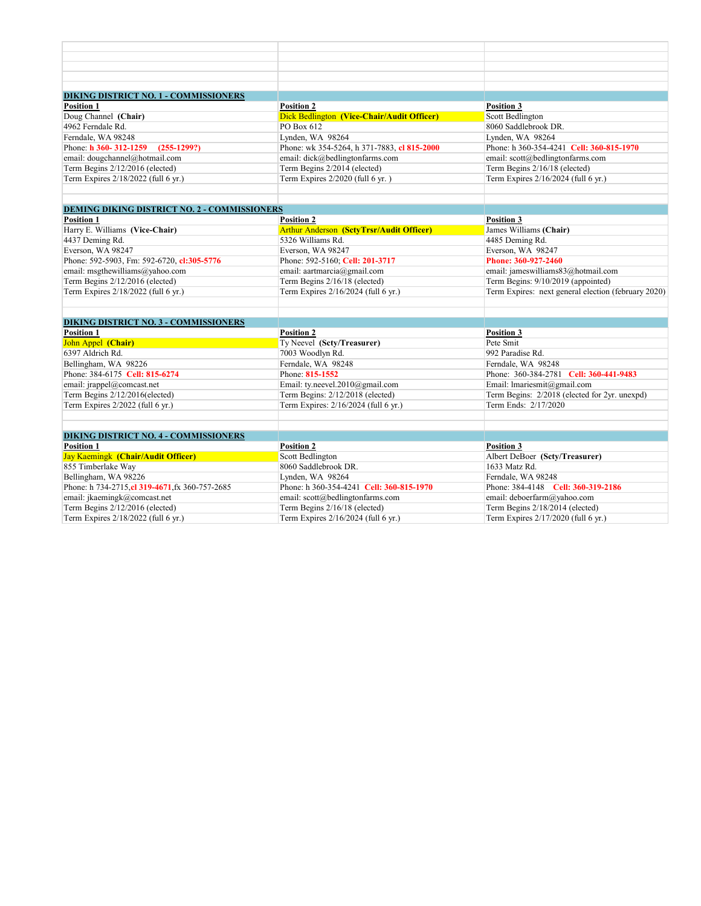| | | |
|---|---|---|
| **DIKING DISTRICT NO. 1 - COMMISSIONERS** | | |
| **Position 1** | **Position 2** | **Position 3** |
| Doug Channel **(Chair)** | Dick Bedlington **(Vice-Chair/Audit Officer)** | Scott Bedlington |
| 4962 Ferndale Rd. | PO Box 612 | 8060 Saddlebrook DR. |
| Ferndale, WA 98248 | Lynden, WA 98264 | Lynden, WA 98264 |
| Phone: **h 360- 312-1259 (255-1299?)** | Phone: wk 354-5264, h 371-7883, **cl 815-2000** | Phone: h 360-354-4241 **Cell: 360-815-1970** |
| email: dougchannel@hotmail.com | email: dick@bedlingtonfarms.com | email: scott@bedlingtonfarms.com |
| Term Begins 2/12/2016 (elected) | Term Begins 2/2014 (elected) | Term Begins 2/16/18 (elected) |
| Term Expires 2/18/2022 (full 6 yr.) | Term Expires 2/2020 (full 6 yr. ) | Term Expires 2/16/2024 (full 6 yr.) |
| | | |
| **DEMING DIKING DISTRICT NO. 2 - COMMISSIONERS** | | |
| **Position 1** | **Position 2** | **Position 3** |
| Harry E. Williams **(Vice-Chair)** | Arthur Anderson **(SctyTrsr/Audit Officer)** | James Williams **(Chair)** |
| 4437 Deming Rd. | 5326 Williams Rd. | 4485 Deming Rd. |
| Everson, WA 98247 | Everson, WA 98247 | Everson, WA 98247 |
| Phone: 592-5903, Fm: 592-6720, **cl:305-5776** | Phone: 592-5160; **Cell: 201-3717** | **Phone: 360-927-2460** |
| email: msgthewilliams@yahoo.com | email: aartmarcia@gmail.com | email: jameswilliams83@hotmail.com |
| Term Begins 2/12/2016 (elected) | Term Begins 2/16/18 (elected) | Term Begins: 9/10/2019 (appointed) |
| Term Expires 2/18/2022 (full 6 yr.) | Term Expires 2/16/2024 (full 6 yr.) | Term Expires: next general election (february 2020) |
| | | |
| **DIKING DISTRICT NO. 3 - COMMISSIONERS** | | |
| **Position 1** | **Position 2** | **Position 3** |
| John Appel **(Chair)** | Ty Neevel **(Scty/Treasurer)** | Pete Smit |
| 6397 Aldrich Rd. | 7003 Woodlyn Rd. | 992 Paradise Rd. |
| Bellingham, WA 98226 | Ferndale, WA 98248 | Ferndale, WA 98248 |
| Phone: 384-6175 **Cell: 815-6274** | Phone: **815-1552** | Phone: 360-384-2781 **Cell: 360-441-9483** |
| email: jrappel@comcast.net | Email: ty.neevel.2010@gmail.com | Email: lmariesmit@gmail.com |
| Term Begins 2/12/2016(elected) | Term Begins: 2/12/2018 (elected) | Term Begins: 2/2018 (elected for 2yr. unexpd) |
| Term Expires 2/2022 (full 6 yr.) | Term Expires: 2/16/2024 (full 6 yr.) | Term Ends: 2/17/2020 |
| | | |
| **DIKING DISTRICT NO. 4 - COMMISSIONERS** | | |
| **Position 1** | **Position 2** | **Position 3** |
| Jay Kaemingk **(Chair/Audit Officer)** | Scott Bedlington | Albert DeBoer **(Scty/Treasurer)** |
| 855 Timberlake Way | 8060 Saddlebrook DR. | 1633 Matz Rd. |
| Bellingham, WA 98226 | Lynden, WA 98264 | Ferndale, WA 98248 |
| Phone: h 734-2715,**cl 319-4671**,fx 360-757-2685 | Phone: h 360-354-4241 **Cell: 360-815-1970** | Phone: 384-4148 **Cell: 360-319-2186** |
| email: jkaemingk@comcast.net | email: scott@bedlingtonfarms.com | email: deboerfarm@yahoo.com |
| Term Begins 2/12/2016 (elected) | Term Begins 2/16/18 (elected) | Term Begins 2/18/2014 (elected) |
| Term Expires 2/18/2022 (full 6 yr.) | Term Expires 2/16/2024 (full 6 yr.) | Term Expires 2/17/2020 (full 6 yr.) |